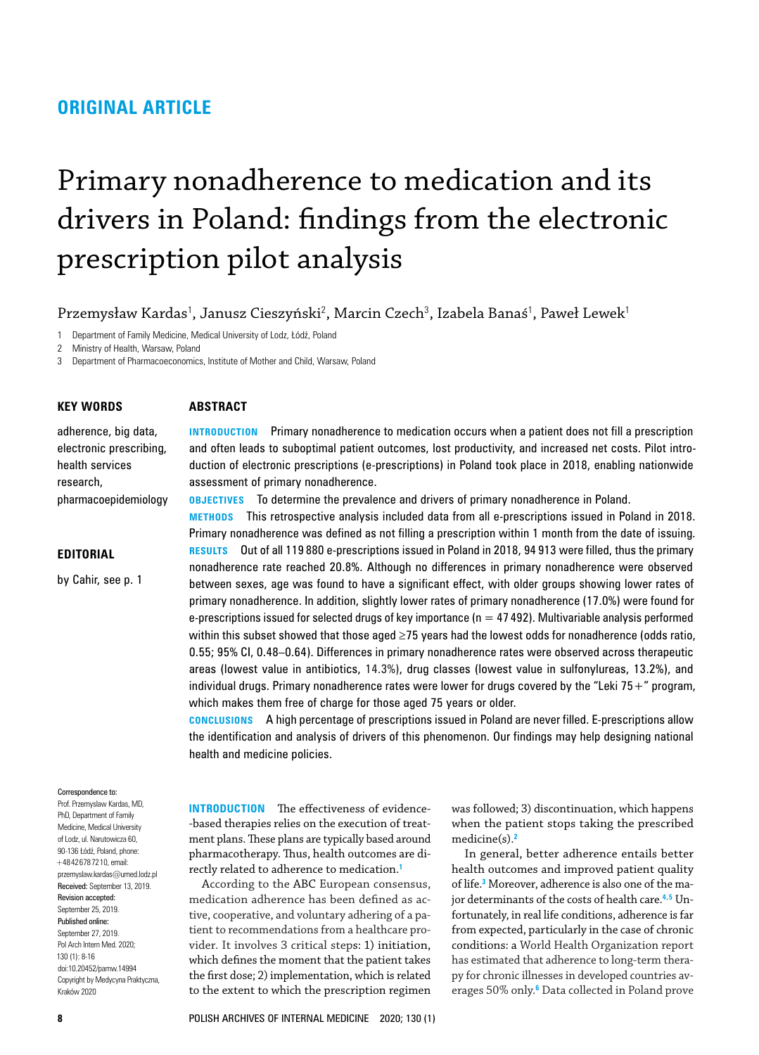**ORIGINAL ARTICLE**

# Primary nonadherence to medication and its drivers in Poland: findings from the electronic prescription pilot analysis

Przemysław Kardas[1], Janusz Cieszyński[2], Marcin Czech[3], Izabela Banaś[1], Paweł Lewek[1]

1 Department of Family Medicine, Medical University of Lodz, Łódź, Poland
2 Ministry of Health, Warsaw, Poland
3 Department of Pharmacoeconomics, Institute of Mother and Child, Warsaw, Poland

**KEY WORDS**

adherence, big data, electronic prescribing, health services research, pharmacoepidemiology

**EDITORIAL**

by Cahir, see p. 1

## ABSTRACT

**INTRODUCTION** Primary nonadherence to medication occurs when a patient does not fill a prescription and often leads to suboptimal patient outcomes, lost productivity, and increased net costs. Pilot introduction of electronic prescriptions (e-prescriptions) in Poland took place in 2018, enabling nationwide assessment of primary nonadherence.

**OBJECTIVES** To determine the prevalence and drivers of primary nonadherence in Poland.

**METHODS** This retrospective analysis included data from all e-prescriptions issued in Poland in 2018. Primary nonadherence was defined as not filling a prescription within 1 month from the date of issuing.

**RESULTS** Out of all 119 880 e-prescriptions issued in Poland in 2018, 94 913 were filled, thus the primary nonadherence rate reached 20.8%. Although no differences in primary nonadherence were observed between sexes, age was found to have a significant effect, with older groups showing lower rates of primary nonadherence. In addition, slightly lower rates of primary nonadherence (17.0%) were found for e-prescriptions issued for selected drugs of key importance (n = 47 492). Multivariable analysis performed within this subset showed that those aged ≥75 years had the lowest odds for nonadherence (odds ratio, 0.55; 95% CI, 0.48–0.64). Differences in primary nonadherence rates were observed across therapeutic areas (lowest value in antibiotics, 14.3%), drug classes (lowest value in sulfonylureas, 13.2%), and individual drugs. Primary nonadherence rates were lower for drugs covered by the "Leki 75+" program, which makes them free of charge for those aged 75 years or older.

**CONCLUSIONS** A high percentage of prescriptions issued in Poland are never filled. E-prescriptions allow the identification and analysis of drivers of this phenomenon. Our findings may help designing national health and medicine policies.

Correspondence to:
Prof. Przemysław Kardas, MD, PhD, Department of Family Medicine, Medical University of Lodz, ul. Narutowicza 60, 90-136 Łódź, Poland, phone: +48426787210, email: przemyslaw.kardas@umed.lodz.pl
Received: September 13, 2019.
Revision accepted: September 25, 2019.
Published online: September 27, 2019.
Pol Arch Intern Med. 2020; 130 (1): 8-16
doi:10.20452/pamw.14994
Copyright by Medycyna Praktyczna, Kraków 2020

**INTRODUCTION** The effectiveness of evidence-based therapies relies on the execution of treatment plans. These plans are typically based around pharmacotherapy. Thus, health outcomes are directly related to adherence to medication.[1]

According to the ABC European consensus, medication adherence has been defined as active, cooperative, and voluntary adhering of a patient to recommendations from a healthcare provider. It involves 3 critical steps: 1) initiation, which defines the moment that the patient takes the first dose; 2) implementation, which is related to the extent to which the prescription regimen was followed; 3) discontinuation, which happens when the patient stops taking the prescribed medicine(s).[2]

In general, better adherence entails better health outcomes and improved patient quality of life.[3] Moreover, adherence is also one of the major determinants of the costs of health care.[4,5] Unfortunately, in real life conditions, adherence is far from expected, particularly in the case of chronic conditions: a World Health Organization report has estimated that adherence to long-term therapy for chronic illnesses in developed countries averages 50% only.[6] Data collected in Poland prove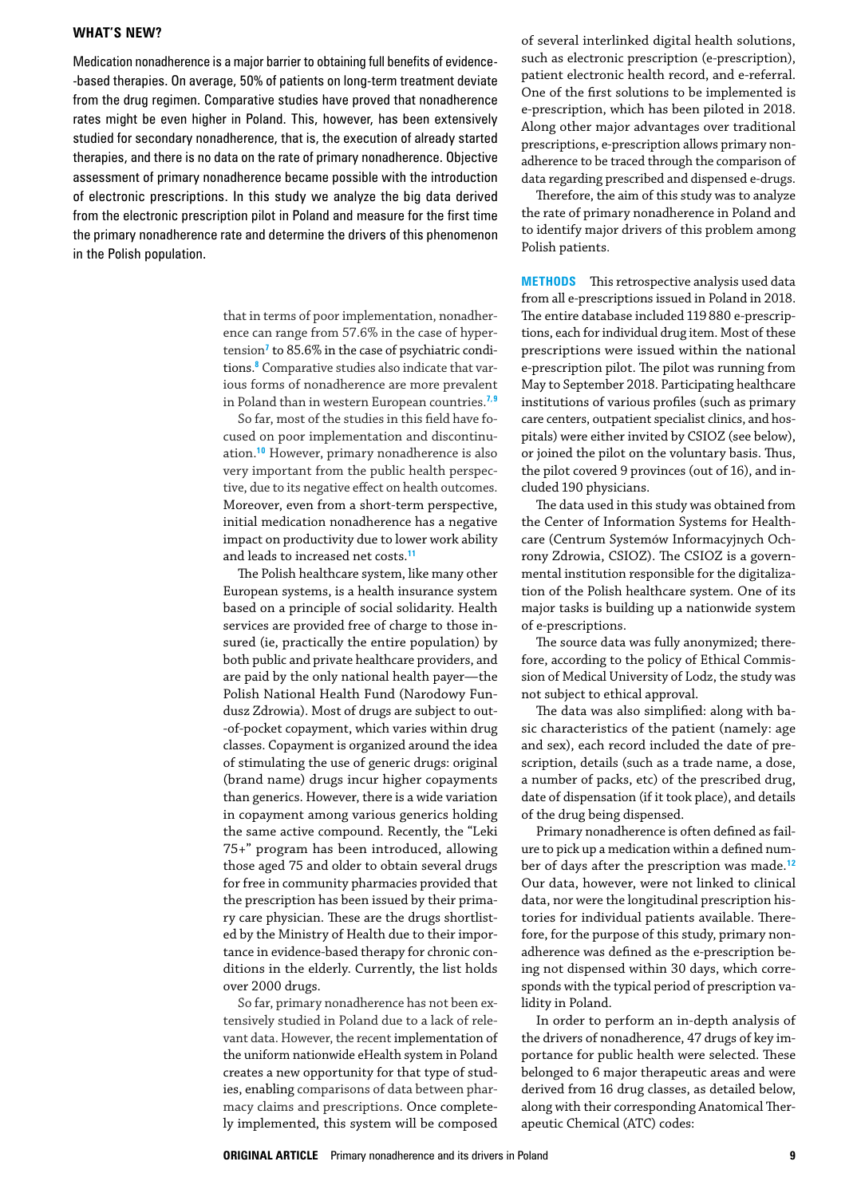## WHAT'S NEW?

Medication nonadherence is a major barrier to obtaining full benefits of evidence-based therapies. On average, 50% of patients on long-term treatment deviate from the drug regimen. Comparative studies have proved that nonadherence rates might be even higher in Poland. This, however, has been extensively studied for secondary nonadherence, that is, the execution of already started therapies, and there is no data on the rate of primary nonadherence. Objective assessment of primary nonadherence became possible with the introduction of electronic prescriptions. In this study we analyze the big data derived from the electronic prescription pilot in Poland and measure for the first time the primary nonadherence rate and determine the drivers of this phenomenon in the Polish population.

that in terms of poor implementation, nonadherence can range from 57.6% in the case of hypertension[7] to 85.6% in the case of psychiatric conditions.[8] Comparative studies also indicate that various forms of nonadherence are more prevalent in Poland than in western European countries.[7,9]

So far, most of the studies in this field have focused on poor implementation and discontinuation.[10] However, primary nonadherence is also very important from the public health perspective, due to its negative effect on health outcomes. Moreover, even from a short-term perspective, initial medication nonadherence has a negative impact on productivity due to lower work ability and leads to increased net costs.[11]

The Polish healthcare system, like many other European systems, is a health insurance system based on a principle of social solidarity. Health services are provided free of charge to those insured (ie, practically the entire population) by both public and private healthcare providers, and are paid by the only national health payer—the Polish National Health Fund (Narodowy Fundusz Zdrowia). Most of drugs are subject to out-of-pocket copayment, which varies within drug classes. Copayment is organized around the idea of stimulating the use of generic drugs: original (brand name) drugs incur higher copayments than generics. However, there is a wide variation in copayment among various generics holding the same active compound. Recently, the "Leki 75+" program has been introduced, allowing those aged 75 and older to obtain several drugs for free in community pharmacies provided that the prescription has been issued by their primary care physician. These are the drugs shortlisted by the Ministry of Health due to their importance in evidence-based therapy for chronic conditions in the elderly. Currently, the list holds over 2000 drugs.

So far, primary nonadherence has not been extensively studied in Poland due to a lack of relevant data. However, the recent implementation of the uniform nationwide eHealth system in Poland creates a new opportunity for that type of studies, enabling comparisons of data between pharmacy claims and prescriptions. Once completely implemented, this system will be composed of several interlinked digital health solutions, such as electronic prescription (e-prescription), patient electronic health record, and e-referral. One of the first solutions to be implemented is e-prescription, which has been piloted in 2018. Along other major advantages over traditional prescriptions, e-prescription allows primary nonadherence to be traced through the comparison of data regarding prescribed and dispensed e-drugs.

Therefore, the aim of this study was to analyze the rate of primary nonadherence in Poland and to identify major drivers of this problem among Polish patients.

**METHODS** This retrospective analysis used data from all e-prescriptions issued in Poland in 2018. The entire database included 119 880 e-prescriptions, each for individual drug item. Most of these prescriptions were issued within the national e-prescription pilot. The pilot was running from May to September 2018. Participating healthcare institutions of various profiles (such as primary care centers, outpatient specialist clinics, and hospitals) were either invited by CSIOZ (see below), or joined the pilot on the voluntary basis. Thus, the pilot covered 9 provinces (out of 16), and included 190 physicians.

The data used in this study was obtained from the Center of Information Systems for Healthcare (Centrum Systemów Informacyjnych Ochrony Zdrowia, CSIOZ). The CSIOZ is a governmental institution responsible for the digitalization of the Polish healthcare system. One of its major tasks is building up a nationwide system of e-prescriptions.

The source data was fully anonymized; therefore, according to the policy of Ethical Commission of Medical University of Lodz, the study was not subject to ethical approval.

The data was also simplified: along with basic characteristics of the patient (namely: age and sex), each record included the date of prescription, details (such as a trade name, a dose, a number of packs, etc) of the prescribed drug, date of dispensation (if it took place), and details of the drug being dispensed.

Primary nonadherence is often defined as failure to pick up a medication within a defined number of days after the prescription was made.[12] Our data, however, were not linked to clinical data, nor were the longitudinal prescription histories for individual patients available. Therefore, for the purpose of this study, primary nonadherence was defined as the e-prescription being not dispensed within 30 days, which corresponds with the typical period of prescription validity in Poland.

In order to perform an in-depth analysis of the drivers of nonadherence, 47 drugs of key importance for public health were selected. These belonged to 6 major therapeutic areas and were derived from 16 drug classes, as detailed below, along with their corresponding Anatomical Therapeutic Chemical (ATC) codes: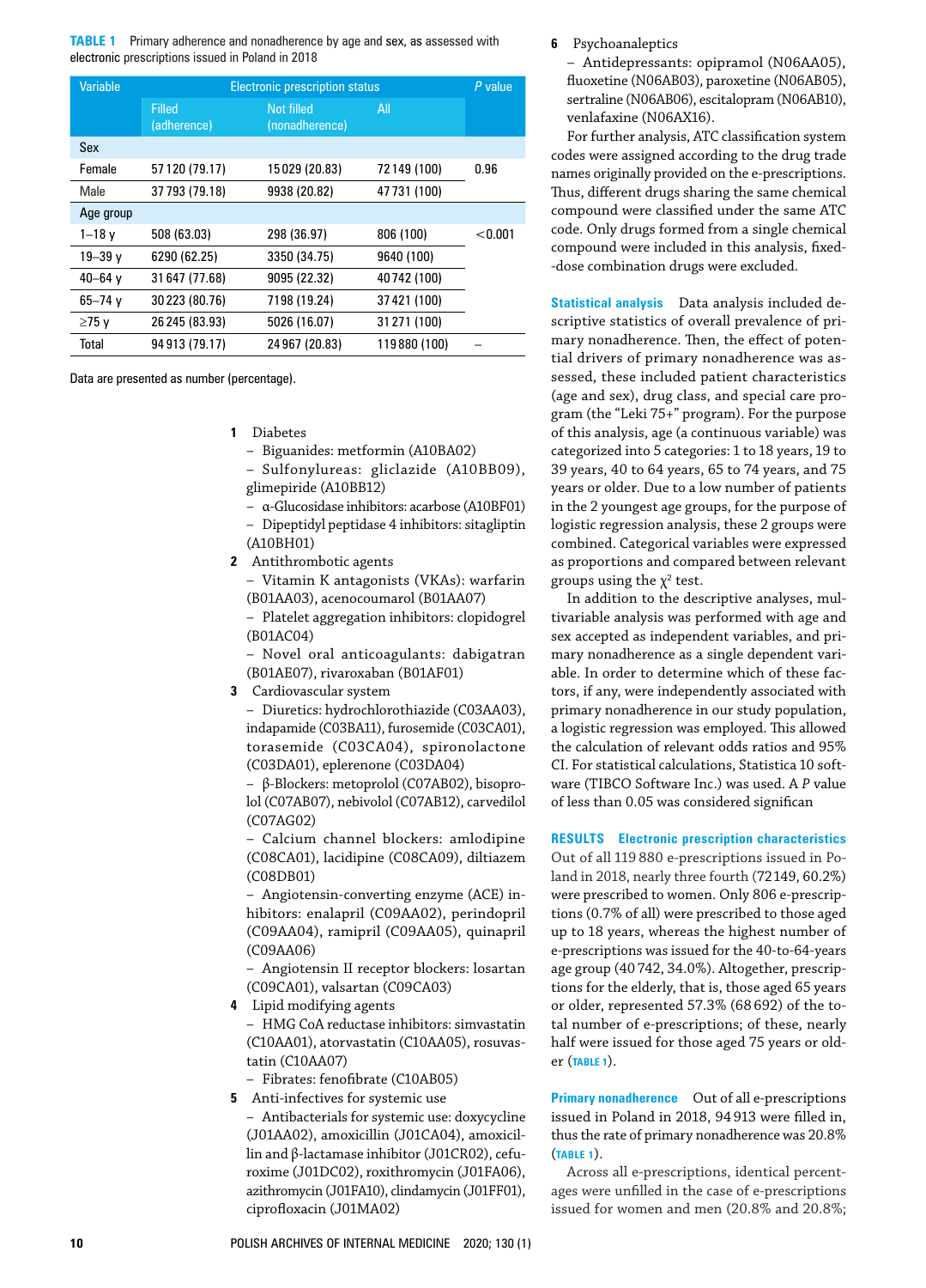**TABLE 1** Primary adherence and nonadherence by age and sex, as assessed with electronic prescriptions issued in Poland in 2018

| Variable | Electronic prescription status | | | P value |
|---|---|---|---|---|
| | Filled (adherence) | Not filled (nonadherence) | All | |
| **Sex** | | | | |
| Female | 57 120 (79.17) | 15 029 (20.83) | 72 149 (100) | 0.96 |
| Male | 37 793 (79.18) | 9938 (20.82) | 47 731 (100) | |
| **Age group** | | | | |
| 1–18 y | 508 (63.03) | 298 (36.97) | 806 (100) | <0.001 |
| 19–39 y | 6290 (62.25) | 3350 (34.75) | 9640 (100) | |
| 40–64 y | 31 647 (77.68) | 9095 (22.32) | 40 742 (100) | |
| 65–74 y | 30 223 (80.76) | 7198 (19.24) | 37 421 (100) | |
| ≥75 y | 26 245 (83.93) | 5026 (16.07) | 31 271 (100) | |
| Total | 94 913 (79.17) | 24 967 (20.83) | 119 880 (100) | – |

Data are presented as number (percentage).

1. Diabetes
   - Biguanides: metformin (A10BA02)
   - Sulfonylureas: gliclazide (A10BB09), glimepiride (A10BB12)
   - α-Glucosidase inhibitors: acarbose (A10BF01)
   - Dipeptidyl peptidase 4 inhibitors: sitagliptin (A10BH01)
2. Antithrombotic agents
   - Vitamin K antagonists (VKAs): warfarin (B01AA03), acenocoumarol (B01AA07)
   - Platelet aggregation inhibitors: clopidogrel (B01AC04)
   - Novel oral anticoagulants: dabigatran (B01AE07), rivaroxaban (B01AF01)
3. Cardiovascular system
   - Diuretics: hydrochlorothiazide (C03AA03), indapamide (C03BA11), furosemide (C03CA01), torasemide (C03CA04), spironolactone (C03DA01), eplerenone (C03DA04)
   - β-Blockers: metoprolol (C07AB02), bisoprolol (C07AB07), nebivolol (C07AB12), carvedilol (C07AG02)
   - Calcium channel blockers: amlodipine (C08CA01), lacidipine (C08CA09), diltiazem (C08DB01)
   - Angiotensin-converting enzyme (ACE) inhibitors: enalapril (C09AA02), perindopril (C09AA04), ramipril (C09AA05), quinapril (C09AA06)
   - Angiotensin II receptor blockers: losartan (C09CA01), valsartan (C09CA03)
4. Lipid modifying agents
   - HMG CoA reductase inhibitors: simvastatin (C10AA01), atorvastatin (C10AA05), rosuvastatin (C10AA07)
   - Fibrates: fenofibrate (C10AB05)
5. Anti-infectives for systemic use
   - Antibacterials for systemic use: doxycycline (J01AA02), amoxicillin (J01CA04), amoxicillin and β-lactamase inhibitor (J01CR02), cefuroxime (J01DC02), roxithromycin (J01FA06), azithromycin (J01FA10), clindamycin (J01FF01), ciprofloxacin (J01MA02)
6. Psychoanaleptics
   - Antidepressants: opipramol (N06AA05), fluoxetine (N06AB03), paroxetine (N06AB05), sertraline (N06AB06), escitalopram (N06AB10), venlafaxine (N06AX16).

For further analysis, ATC classification system codes were assigned according to the drug trade names originally provided on the e-prescriptions. Thus, different drugs sharing the same chemical compound were classified under the same ATC code. Only drugs formed from a single chemical compound were included in this analysis, fixed--dose combination drugs were excluded.

**Statistical analysis** Data analysis included descriptive statistics of overall prevalence of primary nonadherence. Then, the effect of potential drivers of primary nonadherence was assessed, these included patient characteristics (age and sex), drug class, and special care program (the "Leki 75+" program). For the purpose of this analysis, age (a continuous variable) was categorized into 5 categories: 1 to 18 years, 19 to 39 years, 40 to 64 years, 65 to 74 years, and 75 years or older. Due to a low number of patients in the 2 youngest age groups, for the purpose of logistic regression analysis, these 2 groups were combined. Categorical variables were expressed as proportions and compared between relevant groups using the $\chi^2$ test.

In addition to the descriptive analyses, multivariable analysis was performed with age and sex accepted as independent variables, and primary nonadherence as a single dependent variable. In order to determine which of these factors, if any, were independently associated with primary nonadherence in our study population, a logistic regression was employed. This allowed the calculation of relevant odds ratios and 95% CI. For statistical calculations, Statistica 10 software (TIBCO Software Inc.) was used. A $P$ value of less than 0.05 was considered significan

## RESULTS

**Electronic prescription characteristics** Out of all 119 880 e-prescriptions issued in Poland in 2018, nearly three fourth (72 149, 60.2%) were prescribed to women. Only 806 e-prescriptions (0.7% of all) were prescribed to those aged up to 18 years, whereas the highest number of e-prescriptions was issued for the 40-to-64-years age group (40 742, 34.0%). Altogether, prescriptions for the elderly, that is, those aged 65 years or older, represented 57.3% (68 692) of the total number of e-prescriptions; of these, nearly half were issued for those aged 75 years or older (TABLE 1).

**Primary nonadherence** Out of all e-prescriptions issued in Poland in 2018, 94 913 were filled in, thus the rate of primary nonadherence was 20.8% (TABLE 1).

Across all e-prescriptions, identical percentages were unfilled in the case of e-prescriptions issued for women and men (20.8% and 20.8%;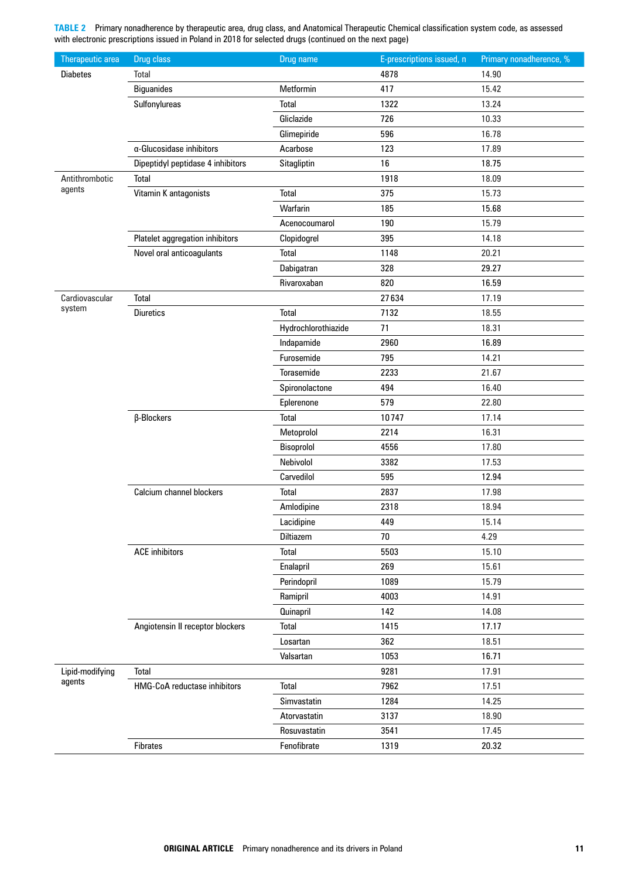**TABLE 2** Primary nonadherence by therapeutic area, drug class, and Anatomical Therapeutic Chemical classification system code, as assessed with electronic prescriptions issued in Poland in 2018 for selected drugs (continued on the next page)

| Therapeutic area | Drug class | Drug name | E-prescriptions issued, n | Primary nonadherence, % |
|---|---|---|---|---|
| Diabetes | Total | | 4878 | 14.90 |
| | Biguanides | Metformin | 417 | 15.42 |
| | Sulfonylureas | Total | 1322 | 13.24 |
| | | Gliclazide | 726 | 10.33 |
| | | Glimepiride | 596 | 16.78 |
| | α-Glucosidase inhibitors | Acarbose | 123 | 17.89 |
| | Dipeptidyl peptidase 4 inhibitors | Sitagliptin | 16 | 18.75 |
| Antithrombotic agents | Total | | 1918 | 18.09 |
| | Vitamin K antagonists | Total | 375 | 15.73 |
| | | Warfarin | 185 | 15.68 |
| | | Acenocoumarol | 190 | 15.79 |
| | Platelet aggregation inhibitors | Clopidogrel | 395 | 14.18 |
| | Novel oral anticoagulants | Total | 1148 | 20.21 |
| | | Dabigatran | 328 | 29.27 |
| | | Rivaroxaban | 820 | 16.59 |
| Cardiovascular system | Total | | 27 634 | 17.19 |
| | Diuretics | Total | 7132 | 18.55 |
| | | Hydrochlorothiazide | 71 | 18.31 |
| | | Indapamide | 2960 | 16.89 |
| | | Furosemide | 795 | 14.21 |
| | | Torasemide | 2233 | 21.67 |
| | | Spironolactone | 494 | 16.40 |
| | | Eplerenone | 579 | 22.80 |
| | β-Blockers | Total | 10 747 | 17.14 |
| | | Metoprolol | 2214 | 16.31 |
| | | Bisoprolol | 4556 | 17.80 |
| | | Nebivolol | 3382 | 17.53 |
| | | Carvedilol | 595 | 12.94 |
| | Calcium channel blockers | Total | 2837 | 17.98 |
| | | Amlodipine | 2318 | 18.94 |
| | | Lacidipine | 449 | 15.14 |
| | | Diltiazem | 70 | 4.29 |
| | ACE inhibitors | Total | 5503 | 15.10 |
| | | Enalapril | 269 | 15.61 |
| | | Perindopril | 1089 | 15.79 |
| | | Ramipril | 4003 | 14.91 |
| | | Quinapril | 142 | 14.08 |
| | Angiotensin II receptor blockers | Total | 1415 | 17.17 |
| | | Losartan | 362 | 18.51 |
| | | Valsartan | 1053 | 16.71 |
| Lipid-modifying agents | Total | | 9281 | 17.91 |
| | HMG-CoA reductase inhibitors | Total | 7962 | 17.51 |
| | | Simvastatin | 1284 | 14.25 |
| | | Atorvastatin | 3137 | 18.90 |
| | | Rosuvastatin | 3541 | 17.45 |
| | Fibrates | Fenofibrate | 1319 | 20.32 |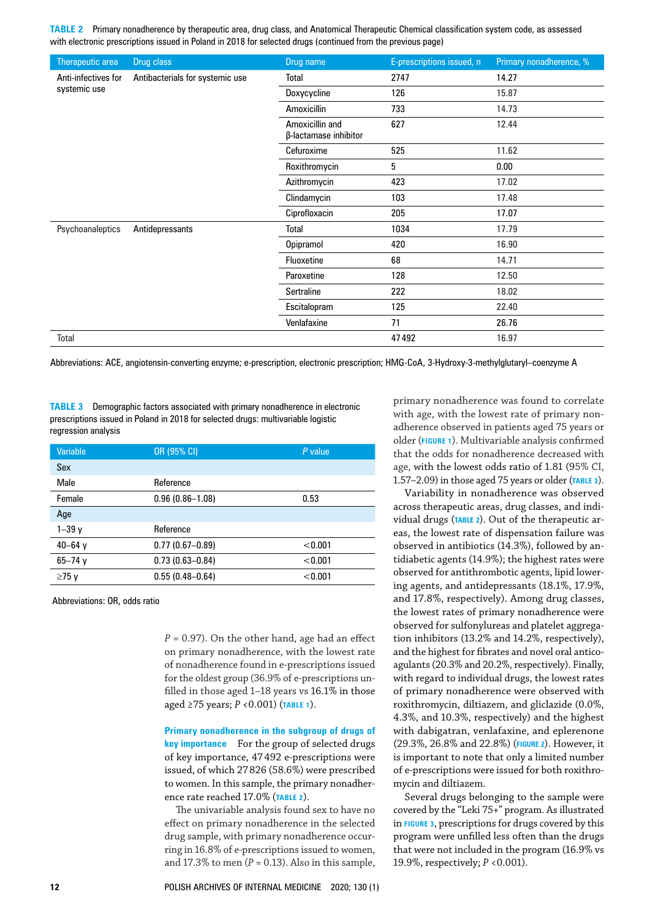**TABLE 2** Primary nonadherence by therapeutic area, drug class, and Anatomical Therapeutic Chemical classification system code, as assessed with electronic prescriptions issued in Poland in 2018 for selected drugs (continued from the previous page)

| Therapeutic area | Drug class | Drug name | E-prescriptions issued, n | Primary nonadherence, % |
|---|---|---|---|---|
| Anti-infectives for systemic use | Antibacterials for systemic use | Total | 2747 | 14.27 |
| | | Doxycycline | 126 | 15.87 |
| | | Amoxicillin | 733 | 14.73 |
| | | Amoxicillin and β-lactamase inhibitor | 627 | 12.44 |
| | | Cefuroxime | 525 | 11.62 |
| | | Roxithromycin | 5 | 0.00 |
| | | Azithromycin | 423 | 17.02 |
| | | Clindamycin | 103 | 17.48 |
| | | Ciprofloxacin | 205 | 17.07 |
| Psychoanaleptics | Antidepressants | Total | 1034 | 17.79 |
| | | Opipramol | 420 | 16.90 |
| | | Fluoxetine | 68 | 14.71 |
| | | Paroxetine | 128 | 12.50 |
| | | Sertraline | 222 | 18.02 |
| | | Escitalopram | 125 | 22.40 |
| | | Venlafaxine | 71 | 26.76 |
| Total | | | 47 492 | 16.97 |

Abbreviations: ACE, angiotensin-converting enzyme; e-prescription, electronic prescription; HMG-CoA, 3-Hydroxy-3-methylglutaryl–coenzyme A

**TABLE 3** Demographic factors associated with primary nonadherence in electronic prescriptions issued in Poland in 2018 for selected drugs: multivariable logistic regression analysis

| Variable | OR (95% CI) | *P* value |
|---|---|---|
| **Sex** | | |
| Male | Reference | |
| Female | 0.96 (0.86–1.08) | 0.53 |
| **Age** | | |
| 1–39 y | Reference | |
| 40–64 y | 0.77 (0.67–0.89) | <0.001 |
| 65–74 y | 0.73 (0.63–0.84) | <0.001 |
| ≥75 y | 0.55 (0.48–0.64) | <0.001 |

Abbreviations: OR, odds ratio

$P = 0.97$). On the other hand, age had an effect on primary nonadherence, with the lowest rate of nonadherence found in e-prescriptions issued for the oldest group (36.9% of e-prescriptions unfilled in those aged 1–18 years vs 16.1% in those aged ≥75 years; $P < 0.001$) (TABLE 1).

**Primary nonadherence in the subgroup of drugs of key importance** For the group of selected drugs of key importance, 47 492 e-prescriptions were issued, of which 27 826 (58.6%) were prescribed to women. In this sample, the primary nonadherence rate reached 17.0% (TABLE 2).

The univariable analysis found sex to have no effect on primary nonadherence in the selected drug sample, with primary nonadherence occurring in 16.8% of e-prescriptions issued to women, and 17.3% to men ($P = 0.13$). Also in this sample, primary nonadherence was found to correlate with age, with the lowest rate of primary nonadherence observed in patients aged 75 years or older (FIGURE 1). Multivariable analysis confirmed that the odds for nonadherence decreased with age, with the lowest odds ratio of 1.81 (95% CI, 1.57–2.09) in those aged 75 years or older (TABLE 3).

Variability in nonadherence was observed across therapeutic areas, drug classes, and individual drugs (TABLE 2). Out of the therapeutic areas, the lowest rate of dispensation failure was observed in antibiotics (14.3%), followed by antidiabetic agents (14.9%); the highest rates were observed for antithrombotic agents, lipid lowering agents, and antidepressants (18.1%, 17.9%, and 17.8%, respectively). Among drug classes, the lowest rates of primary nonadherence were observed for sulfonylureas and platelet aggregation inhibitors (13.2% and 14.2%, respectively), and the highest for fibrates and novel oral anticoagulants (20.3% and 20.2%, respectively). Finally, with regard to individual drugs, the lowest rates of primary nonadherence were observed with roxithromycin, diltiazem, and gliclazide (0.0%, 4.3%, and 10.3%, respectively) and the highest with dabigatran, venlafaxine, and eplerenone (29.3%, 26.8% and 22.8%) (FIGURE 2). However, it is important to note that only a limited number of e-prescriptions were issued for both roxithromycin and diltiazem.

Several drugs belonging to the sample were covered by the "Leki 75+" program. As illustrated in FIGURE 3, prescriptions for drugs covered by this program were unfilled less often than the drugs that were not included in the program (16.9% vs 19.9%, respectively; $P < 0.001$).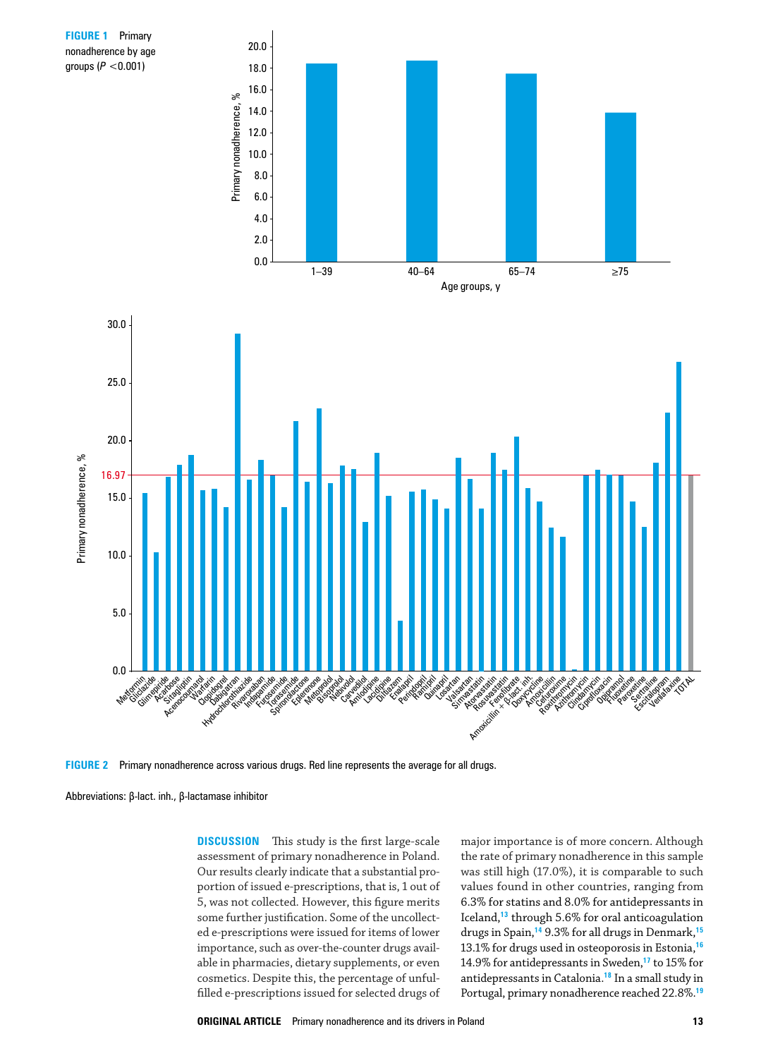**FIGURE 1** Primary nonadherence by age groups ($P$ <0.001)

**FIGURE 2** Primary nonadherence across various drugs. Red line represents the average for all drugs.

Abbreviations: β-lact. inh., β-lactamase inhibitor

**DISCUSSION** This study is the first large-scale assessment of primary nonadherence in Poland. Our results clearly indicate that a substantial proportion of issued e-prescriptions, that is, 1 out of 5, was not collected. However, this figure merits some further justification. Some of the uncollected e-prescriptions were issued for items of lower importance, such as over-the-counter drugs available in pharmacies, dietary supplements, or even cosmetics. Despite this, the percentage of unfulfilled e-prescriptions issued for selected drugs of major importance is of more concern. Although the rate of primary nonadherence in this sample was still high (17.0%), it is comparable to such values found in other countries, ranging from 6.3% for statins and 8.0% for antidepressants in Iceland,[13] through 5.6% for oral anticoagulation drugs in Spain,[14] 9.3% for all drugs in Denmark,[15] 13.1% for drugs used in osteoporosis in Estonia,[16] 14.9% for antidepressants in Sweden,[17] to 15% for antidepressants in Catalonia.[18] In a small study in Portugal, primary nonadherence reached 22.8%.[19]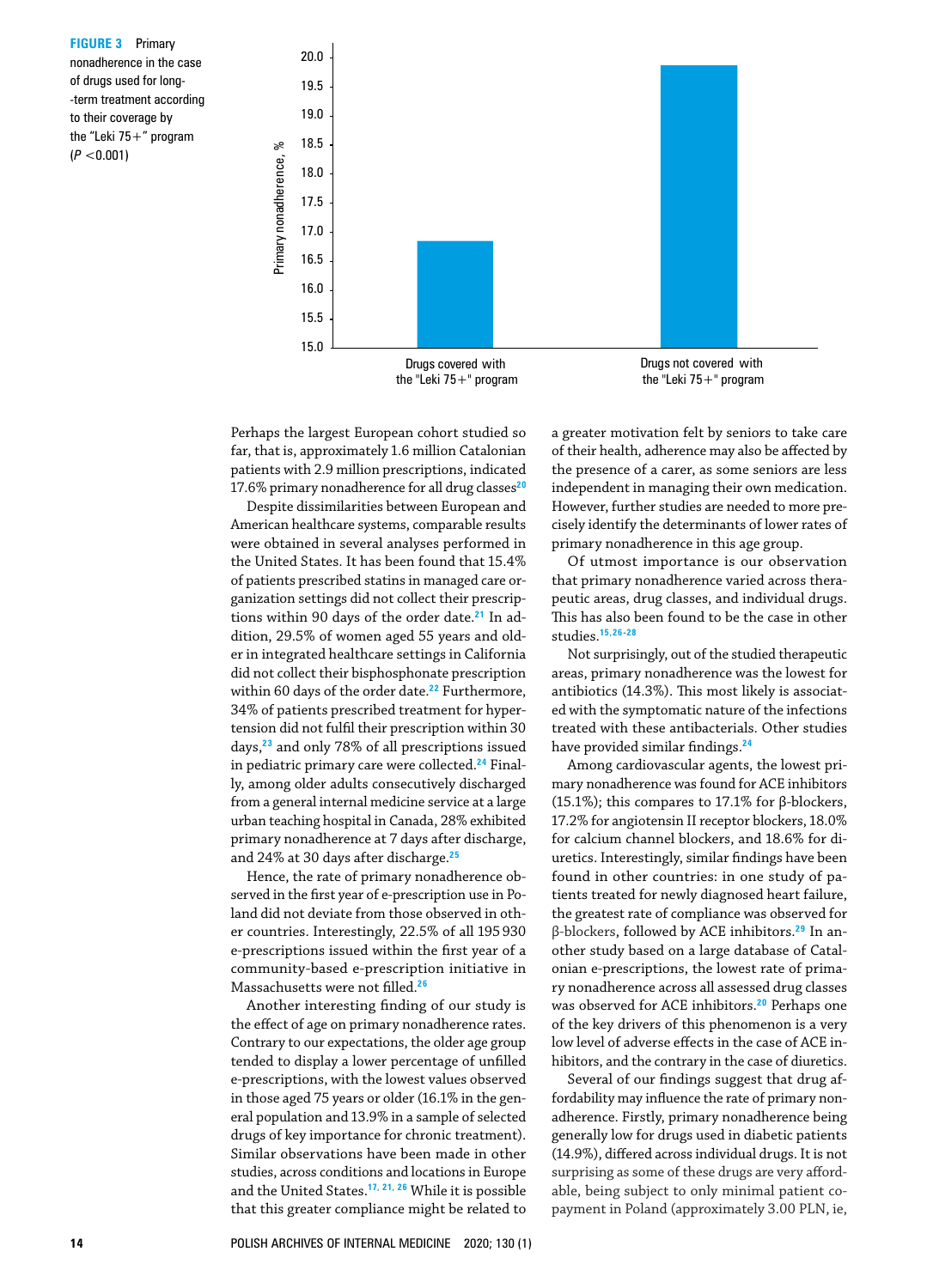**FIGURE 3** Primary nonadherence in the case of drugs used for long-term treatment according to their coverage by the "Leki 75+" program ($P < 0.001$)

Perhaps the largest European cohort studied so far, that is, approximately 1.6 million Catalonian patients with 2.9 million prescriptions, indicated 17.6% primary nonadherence for all drug classes[20]

Despite dissimilarities between European and American healthcare systems, comparable results were obtained in several analyses performed in the United States. It has been found that 15.4% of patients prescribed statins in managed care organization settings did not collect their prescriptions within 90 days of the order date.[21] In addition, 29.5% of women aged 55 years and older in integrated healthcare settings in California did not collect their bisphosphonate prescription within 60 days of the order date.[22] Furthermore, 34% of patients prescribed treatment for hypertension did not fulfil their prescription within 30 days,[23] and only 78% of all prescriptions issued in pediatric primary care were collected.[24] Finally, among older adults consecutively discharged from a general internal medicine service at a large urban teaching hospital in Canada, 28% exhibited primary nonadherence at 7 days after discharge, and 24% at 30 days after discharge.[25]

Hence, the rate of primary nonadherence observed in the first year of e-prescription use in Poland did not deviate from those observed in other countries. Interestingly, 22.5% of all 195 930 e-prescriptions issued within the first year of a community-based e-prescription initiative in Massachusetts were not filled.[26]

Another interesting finding of our study is the effect of age on primary nonadherence rates. Contrary to our expectations, the older age group tended to display a lower percentage of unfilled e-prescriptions, with the lowest values observed in those aged 75 years or older (16.1% in the general population and 13.9% in a sample of selected drugs of key importance for chronic treatment). Similar observations have been made in other studies, across conditions and locations in Europe and the United States.[17, 21, 26] While it is possible that this greater compliance might be related to a greater motivation felt by seniors to take care of their health, adherence may also be affected by the presence of a carer, as some seniors are less independent in managing their own medication. However, further studies are needed to more precisely identify the determinants of lower rates of primary nonadherence in this age group.

Of utmost importance is our observation that primary nonadherence varied across therapeutic areas, drug classes, and individual drugs. This has also been found to be the case in other studies.[15,26-28]

Not surprisingly, out of the studied therapeutic areas, primary nonadherence was the lowest for antibiotics (14.3%). This most likely is associated with the symptomatic nature of the infections treated with these antibacterials. Other studies have provided similar findings.[24]

Among cardiovascular agents, the lowest primary nonadherence was found for ACE inhibitors (15.1%); this compares to 17.1% for β-blockers, 17.2% for angiotensin II receptor blockers, 18.0% for calcium channel blockers, and 18.6% for diuretics. Interestingly, similar findings have been found in other countries: in one study of patients treated for newly diagnosed heart failure, the greatest rate of compliance was observed for β-blockers, followed by ACE inhibitors.[29] In another study based on a large database of Catalonian e-prescriptions, the lowest rate of primary nonadherence across all assessed drug classes was observed for ACE inhibitors.[20] Perhaps one of the key drivers of this phenomenon is a very low level of adverse effects in the case of ACE inhibitors, and the contrary in the case of diuretics.

Several of our findings suggest that drug affordability may influence the rate of primary nonadherence. Firstly, primary nonadherence being generally low for drugs used in diabetic patients (14.9%), differed across individual drugs. It is not surprising as some of these drugs are very affordable, being subject to only minimal patient copayment in Poland (approximately 3.00 PLN, ie,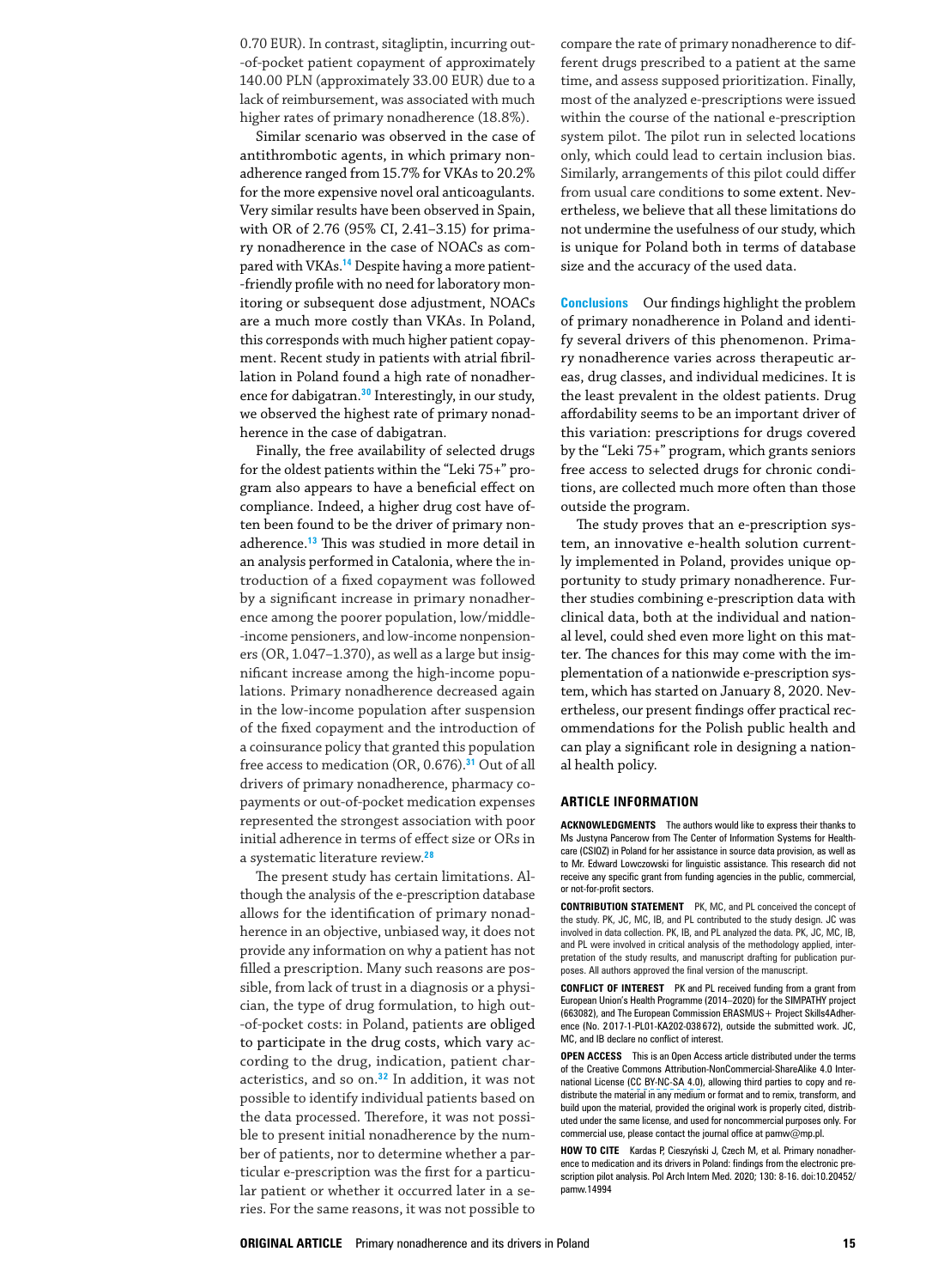0.70 EUR). In contrast, sitagliptin, incurring out-of-pocket patient copayment of approximately 140.00 PLN (approximately 33.00 EUR) due to a lack of reimbursement, was associated with much higher rates of primary nonadherence (18.8%).

Similar scenario was observed in the case of antithrombotic agents, in which primary nonadherence ranged from 15.7% for VKAs to 20.2% for the more expensive novel oral anticoagulants. Very similar results have been observed in Spain, with OR of 2.76 (95% CI, 2.41–3.15) for primary nonadherence in the case of NOACs as compared with VKAs.[14] Despite having a more patient-friendly profile with no need for laboratory monitoring or subsequent dose adjustment, NOACs are a much more costly than VKAs. In Poland, this corresponds with much higher patient copayment. Recent study in patients with atrial fibrillation in Poland found a high rate of nonadherence for dabigatran.[30] Interestingly, in our study, we observed the highest rate of primary nonadherence in the case of dabigatran.

Finally, the free availability of selected drugs for the oldest patients within the "Leki 75+" program also appears to have a beneficial effect on compliance. Indeed, a higher drug cost have often been found to be the driver of primary nonadherence.[13] This was studied in more detail in an analysis performed in Catalonia, where the introduction of a fixed copayment was followed by a significant increase in primary nonadherence among the poorer population, low/middle-income pensioners, and low-income nonpensioners (OR, 1.047–1.370), as well as a large but insignificant increase among the high-income populations. Primary nonadherence decreased again in the low-income population after suspension of the fixed copayment and the introduction of a coinsurance policy that granted this population free access to medication (OR, 0.676).[31] Out of all drivers of primary nonadherence, pharmacy copayments or out-of-pocket medication expenses represented the strongest association with poor initial adherence in terms of effect size or ORs in a systematic literature review.[28]

The present study has certain limitations. Although the analysis of the e-prescription database allows for the identification of primary nonadherence in an objective, unbiased way, it does not provide any information on why a patient has not filled a prescription. Many such reasons are possible, from lack of trust in a diagnosis or a physician, the type of drug formulation, to high out-of-pocket costs: in Poland, patients are obliged to participate in the drug costs, which vary according to the drug, indication, patient characteristics, and so on.[32] In addition, it was not possible to identify individual patients based on the data processed. Therefore, it was not possible to present initial nonadherence by the number of patients, nor to determine whether a particular e-prescription was the first for a particular patient or whether it occurred later in a series. For the same reasons, it was not possible to compare the rate of primary nonadherence to different drugs prescribed to a patient at the same time, and assess supposed prioritization. Finally, most of the analyzed e-prescriptions were issued within the course of the national e-prescription system pilot. The pilot run in selected locations only, which could lead to certain inclusion bias. Similarly, arrangements of this pilot could differ from usual care conditions to some extent. Nevertheless, we believe that all these limitations do not undermine the usefulness of our study, which is unique for Poland both in terms of database size and the accuracy of the used data.

**Conclusions** Our findings highlight the problem of primary nonadherence in Poland and identify several drivers of this phenomenon. Primary nonadherence varies across therapeutic areas, drug classes, and individual medicines. It is the least prevalent in the oldest patients. Drug affordability seems to be an important driver of this variation: prescriptions for drugs covered by the "Leki 75+" program, which grants seniors free access to selected drugs for chronic conditions, are collected much more often than those outside the program.

The study proves that an e-prescription system, an innovative e-health solution currently implemented in Poland, provides unique opportunity to study primary nonadherence. Further studies combining e-prescription data with clinical data, both at the individual and national level, could shed even more light on this matter. The chances for this may come with the implementation of a nationwide e-prescription system, which has started on January 8, 2020. Nevertheless, our present findings offer practical recommendations for the Polish public health and can play a significant role in designing a national health policy.

## ARTICLE INFORMATION

**ACKNOWLEDGMENTS** The authors would like to express their thanks to Ms Justyna Pancerow from The Center of Information Systems for Healthcare (CSIOZ) in Poland for her assistance in source data provision, as well as to Mr. Edward Lowczowski for linguistic assistance. This research did not receive any specific grant from funding agencies in the public, commercial, or not-for-profit sectors.

**CONTRIBUTION STATEMENT** PK, MC, and PL conceived the concept of the study. PK, JC, MC, IB, and PL contributed to the study design. JC was involved in data collection. PK, IB, and PL analyzed the data. PK, JC, MC, IB, and PL were involved in critical analysis of the methodology applied, interpretation of the study results, and manuscript drafting for publication purposes. All authors approved the final version of the manuscript.

**CONFLICT OF INTEREST** PK and PL received funding from a grant from European Union's Health Programme (2014–2020) for the SIMPATHY project (663082), and The European Commission ERASMUS+ Project Skills4Adherence (No. 2017-1-PL01-KA202-038672), outside the submitted work. JC, MC, and IB declare no conflict of interest.

**OPEN ACCESS** This is an Open Access article distributed under the terms of the Creative Commons Attribution-NonCommercial-ShareAlike 4.0 International License (CC BY-NC-SA 4.0), allowing third parties to copy and redistribute the material in any medium or format and to remix, transform, and build upon the material, provided the original work is properly cited, distributed under the same license, and used for noncommercial purposes only. For commercial use, please contact the journal office at pamw@mp.pl.

**HOW TO CITE** Kardas P, Cieszyński J, Czech M, et al. Primary nonadherence to medication and its drivers in Poland: findings from the electronic prescription pilot analysis. Pol Arch Intern Med. 2020; 130: 8-16. doi:10.20452/pamw.14994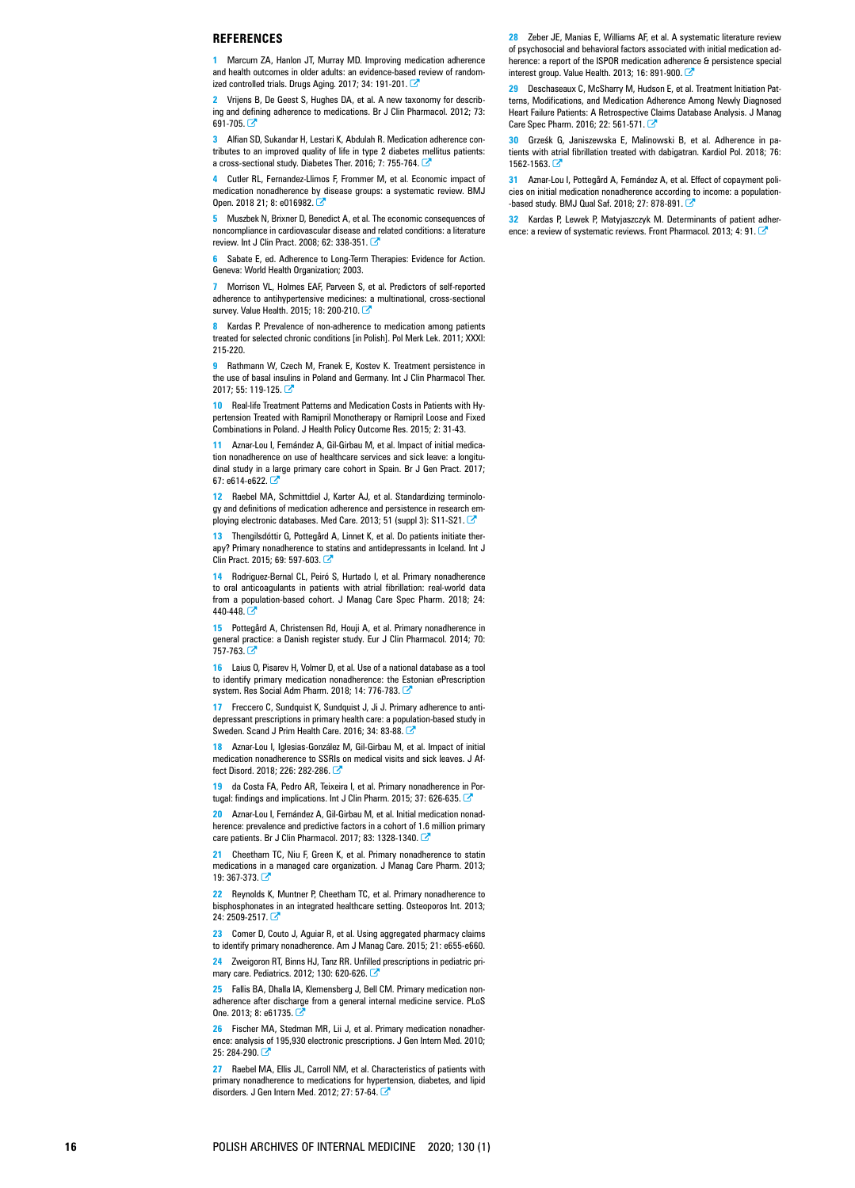## REFERENCES

1 Marcum ZA, Hanlon JT, Murray MD. Improving medication adherence and health outcomes in older adults: an evidence-based review of randomized controlled trials. Drugs Aging. 2017; 34: 191-201.

2 Vrijens B, De Geest S, Hughes DA, et al. A new taxonomy for describing and defining adherence to medications. Br J Clin Pharmacol. 2012; 73: 691-705.

3 Alfian SD, Sukandar H, Lestari K, Abdulah R. Medication adherence contributes to an improved quality of life in type 2 diabetes mellitus patients: a cross-sectional study. Diabetes Ther. 2016; 7: 755-764.

4 Cutler RL, Fernandez-Llimos F, Frommer M, et al. Economic impact of medication nonadherence by disease groups: a systematic review. BMJ Open. 2018 21; 8: e016982.

5 Muszbek N, Brixner D, Benedict A, et al. The economic consequences of noncompliance in cardiovascular disease and related conditions: a literature review. Int J Clin Pract. 2008; 62: 338-351.

6 Sabate E, ed. Adherence to Long-Term Therapies: Evidence for Action. Geneva: World Health Organization; 2003.

7 Morrison VL, Holmes EAF, Parveen S, et al. Predictors of self-reported adherence to antihypertensive medicines: a multinational, cross-sectional survey. Value Health. 2015; 18: 200-210.

8 Kardas P. Prevalence of non-adherence to medication among patients treated for selected chronic conditions [in Polish]. Pol Merk Lek. 2011; XXXI: 215-220.

9 Rathmann W, Czech M, Franek E, Kostev K. Treatment persistence in the use of basal insulins in Poland and Germany. Int J Clin Pharmacol Ther. 2017; 55: 119-125.

10 Real-life Treatment Patterns and Medication Costs in Patients with Hypertension Treated with Ramipril Monotherapy or Ramipril Loose and Fixed Combinations in Poland. J Health Policy Outcome Res. 2015; 2: 31-43.

11 Aznar-Lou I, Fernández A, Gil-Girbau M, et al. Impact of initial medication nonadherence on use of healthcare services and sick leave: a longitudinal study in a large primary care cohort in Spain. Br J Gen Pract. 2017; 67: e614-e622.

12 Raebel MA, Schmittdiel J, Karter AJ, et al. Standardizing terminology and definitions of medication adherence and persistence in research employing electronic databases. Med Care. 2013; 51 (suppl 3): S11-S21.

13 Thengilsdóttir G, Pottegård A, Linnet K, et al. Do patients initiate therapy? Primary nonadherence to statins and antidepressants in Iceland. Int J Clin Pract. 2015; 69: 597-603.

14 Rodriguez-Bernal CL, Peiró S, Hurtado I, et al. Primary nonadherence to oral anticoagulants in patients with atrial fibrillation: real-world data from a population-based cohort. J Manag Care Spec Pharm. 2018; 24: 440-448.

15 Pottegård A, Christensen Rd, Houji A, et al. Primary nonadherence in general practice: a Danish register study. Eur J Clin Pharmacol. 2014; 70: 757-763.

16 Laius O, Pisarev H, Volmer D, et al. Use of a national database as a tool to identify primary medication nonadherence: the Estonian ePrescription system. Res Social Adm Pharm. 2018; 14: 776-783.

17 Freccero C, Sundquist K, Sundquist J, Ji J. Primary adherence to antidepressant prescriptions in primary health care: a population-based study in Sweden. Scand J Prim Health Care. 2016; 34: 83-88.

18 Aznar-Lou I, Iglesias-González M, Gil-Girbau M, et al. Impact of initial medication nonadherence to SSRIs on medical visits and sick leaves. J Affect Disord. 2018; 226: 282-286.

19 da Costa FA, Pedro AR, Teixeira I, et al. Primary nonadherence in Portugal: findings and implications. Int J Clin Pharm. 2015; 37: 626-635.

20 Aznar-Lou I, Fernández A, Gil-Girbau M, et al. Initial medication nonadherence: prevalence and predictive factors in a cohort of 1.6 million primary care patients. Br J Clin Pharmacol. 2017; 83: 1328-1340.

21 Cheetham TC, Niu F, Green K, et al. Primary nonadherence to statin medications in a managed care organization. J Manag Care Pharm. 2013; 19: 367-373.

22 Reynolds K, Muntner P, Cheetham TC, et al. Primary nonadherence to bisphosphonates in an integrated healthcare setting. Osteoporos Int. 2013; 24: 2509-2517.

23 Comer D, Couto J, Aguiar R, et al. Using aggregated pharmacy claims to identify primary nonadherence. Am J Manag Care. 2015; 21: e655-e660.

24 Zweigoron RT, Binns HJ, Tanz RR. Unfilled prescriptions in pediatric primary care. Pediatrics. 2012; 130: 620-626.

25 Fallis BA, Dhalla IA, Klemensberg J, Bell CM. Primary medication nonadherence after discharge from a general internal medicine service. PLoS One. 2013; 8: e61735.

26 Fischer MA, Stedman MR, Lii J, et al. Primary medication nonadherence: analysis of 195,930 electronic prescriptions. J Gen Intern Med. 2010; 25: 284-290.

27 Raebel MA, Ellis JL, Carroll NM, et al. Characteristics of patients with primary nonadherence to medications for hypertension, diabetes, and lipid disorders. J Gen Intern Med. 2012; 27: 57-64.

28 Zeber JE, Manias E, Williams AF, et al. A systematic literature review of psychosocial and behavioral factors associated with initial medication adherence: a report of the ISPOR medication adherence & persistence special interest group. Value Health. 2013; 16: 891-900.

29 Deschaseaux C, McSharry M, Hudson E, et al. Treatment Initiation Patterns, Modifications, and Medication Adherence Among Newly Diagnosed Heart Failure Patients: A Retrospective Claims Database Analysis. J Manag Care Spec Pharm. 2016; 22: 561-571.

30 Grześk G, Janiszewska E, Malinowski B, et al. Adherence in patients with atrial fibrillation treated with dabigatran. Kardiol Pol. 2018; 76: 1562-1563.

31 Aznar-Lou I, Pottegård A, Fernández A, et al. Effect of copayment policies on initial medication nonadherence according to income: a population-based study. BMJ Qual Saf. 2018; 27: 878-891.

32 Kardas P, Lewek P, Matyjaszczyk M. Determinants of patient adherence: a review of systematic reviews. Front Pharmacol. 2013; 4: 91.